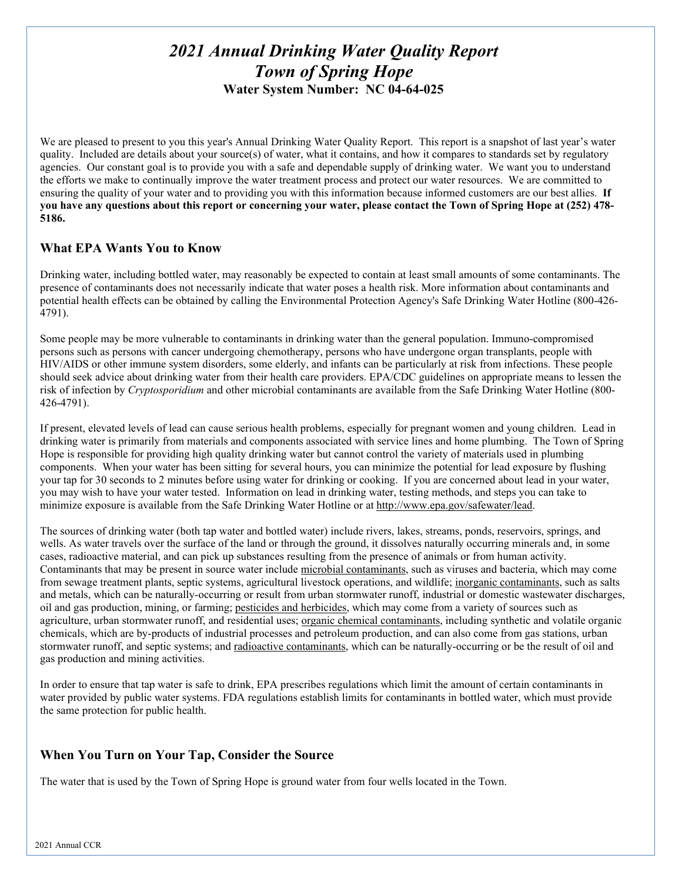# *2021 Annual Drinking Water Quality Report*
# *Town of Spring Hope*

**Water System Number: NC 04-64-025**

We are pleased to present to you this year's Annual Drinking Water Quality Report. This report is a snapshot of last year's water quality. Included are details about your source(s) of water, what it contains, and how it compares to standards set by regulatory agencies. Our constant goal is to provide you with a safe and dependable supply of drinking water. We want you to understand the efforts we make to continually improve the water treatment process and protect our water resources. We are committed to ensuring the quality of your water and to providing you with this information because informed customers are our best allies. **If you have any questions about this report or concerning your water, please contact the Town of Spring Hope at (252) 478-5186.**

## What EPA Wants You to Know

Drinking water, including bottled water, may reasonably be expected to contain at least small amounts of some contaminants. The presence of contaminants does not necessarily indicate that water poses a health risk. More information about contaminants and potential health effects can be obtained by calling the Environmental Protection Agency's Safe Drinking Water Hotline (800-426-4791).

Some people may be more vulnerable to contaminants in drinking water than the general population. Immuno-compromised persons such as persons with cancer undergoing chemotherapy, persons who have undergone organ transplants, people with HIV/AIDS or other immune system disorders, some elderly, and infants can be particularly at risk from infections. These people should seek advice about drinking water from their health care providers. EPA/CDC guidelines on appropriate means to lessen the risk of infection by *Cryptosporidium* and other microbial contaminants are available from the Safe Drinking Water Hotline (800-426-4791).

If present, elevated levels of lead can cause serious health problems, especially for pregnant women and young children. Lead in drinking water is primarily from materials and components associated with service lines and home plumbing. The Town of Spring Hope is responsible for providing high quality drinking water but cannot control the variety of materials used in plumbing components. When your water has been sitting for several hours, you can minimize the potential for lead exposure by flushing your tap for 30 seconds to 2 minutes before using water for drinking or cooking. If you are concerned about lead in your water, you may wish to have your water tested. Information on lead in drinking water, testing methods, and steps you can take to minimize exposure is available from the Safe Drinking Water Hotline or at http://www.epa.gov/safewater/lead.

The sources of drinking water (both tap water and bottled water) include rivers, lakes, streams, ponds, reservoirs, springs, and wells. As water travels over the surface of the land or through the ground, it dissolves naturally occurring minerals and, in some cases, radioactive material, and can pick up substances resulting from the presence of animals or from human activity. Contaminants that may be present in source water include microbial contaminants, such as viruses and bacteria, which may come from sewage treatment plants, septic systems, agricultural livestock operations, and wildlife; inorganic contaminants, such as salts and metals, which can be naturally-occurring or result from urban stormwater runoff, industrial or domestic wastewater discharges, oil and gas production, mining, or farming; pesticides and herbicides, which may come from a variety of sources such as agriculture, urban stormwater runoff, and residential uses; organic chemical contaminants, including synthetic and volatile organic chemicals, which are by-products of industrial processes and petroleum production, and can also come from gas stations, urban stormwater runoff, and septic systems; and radioactive contaminants, which can be naturally-occurring or be the result of oil and gas production and mining activities.

In order to ensure that tap water is safe to drink, EPA prescribes regulations which limit the amount of certain contaminants in water provided by public water systems. FDA regulations establish limits for contaminants in bottled water, which must provide the same protection for public health.

## When You Turn on Your Tap, Consider the Source

The water that is used by the Town of Spring Hope is ground water from four wells located in the Town.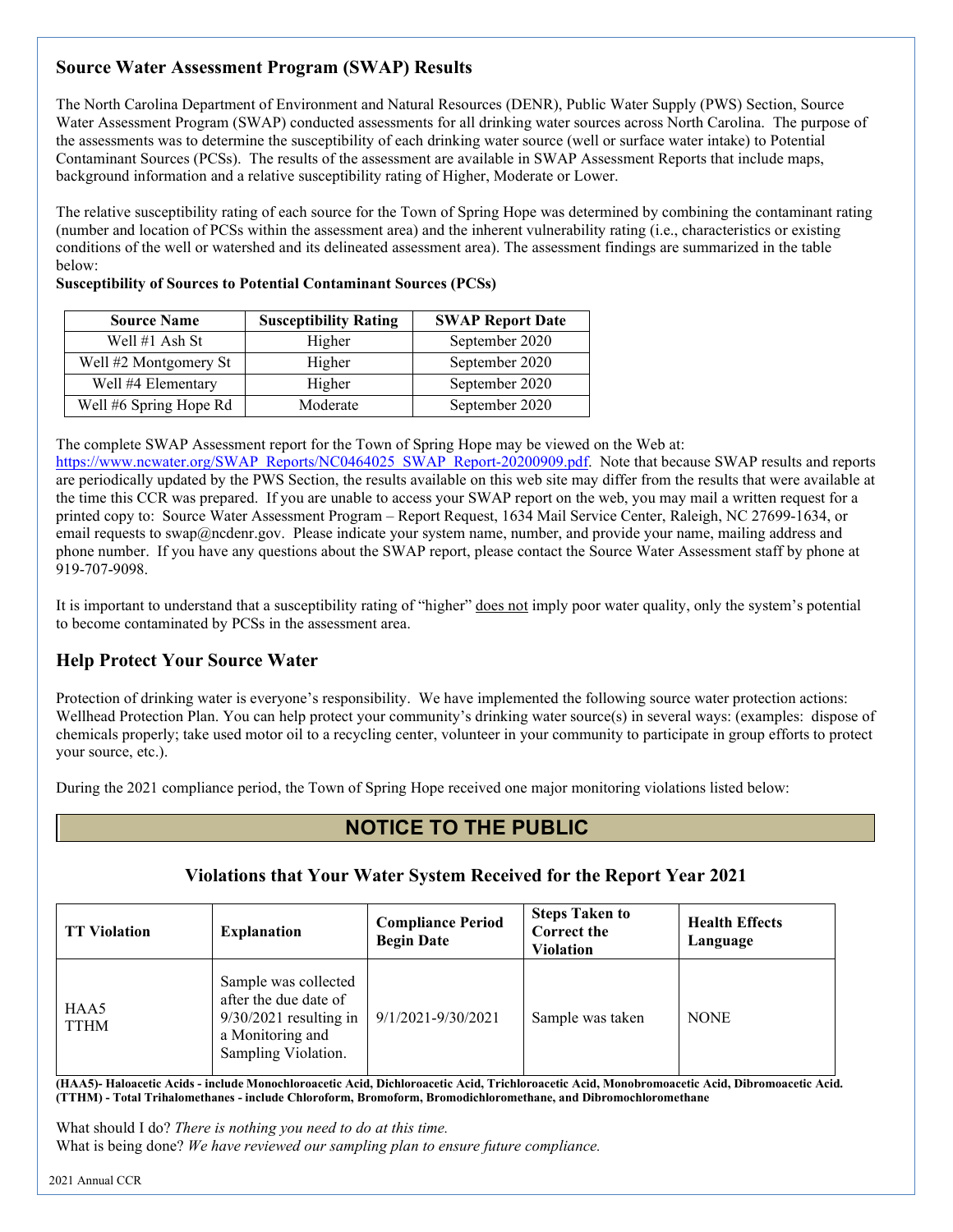## Source Water Assessment Program (SWAP) Results

The North Carolina Department of Environment and Natural Resources (DENR), Public Water Supply (PWS) Section, Source Water Assessment Program (SWAP) conducted assessments for all drinking water sources across North Carolina. The purpose of the assessments was to determine the susceptibility of each drinking water source (well or surface water intake) to Potential Contaminant Sources (PCSs). The results of the assessment are available in SWAP Assessment Reports that include maps, background information and a relative susceptibility rating of Higher, Moderate or Lower.

The relative susceptibility rating of each source for the Town of Spring Hope was determined by combining the contaminant rating (number and location of PCSs within the assessment area) and the inherent vulnerability rating (i.e., characteristics or existing conditions of the well or watershed and its delineated assessment area). The assessment findings are summarized in the table below:

**Susceptibility of Sources to Potential Contaminant Sources (PCSs)**

| Source Name | Susceptibility Rating | SWAP Report Date |
|---|---|---|
| Well #1 Ash St | Higher | September 2020 |
| Well #2 Montgomery St | Higher | September 2020 |
| Well #4 Elementary | Higher | September 2020 |
| Well #6 Spring Hope Rd | Moderate | September 2020 |

The complete SWAP Assessment report for the Town of Spring Hope may be viewed on the Web at: https://www.ncwater.org/SWAP_Reports/NC0464025_SWAP_Report-20200909.pdf. Note that because SWAP results and reports are periodically updated by the PWS Section, the results available on this web site may differ from the results that were available at the time this CCR was prepared. If you are unable to access your SWAP report on the web, you may mail a written request for a printed copy to: Source Water Assessment Program – Report Request, 1634 Mail Service Center, Raleigh, NC 27699-1634, or email requests to swap@ncdenr.gov. Please indicate your system name, number, and provide your name, mailing address and phone number. If you have any questions about the SWAP report, please contact the Source Water Assessment staff by phone at 919-707-9098.

It is important to understand that a susceptibility rating of "higher" does not imply poor water quality, only the system's potential to become contaminated by PCSs in the assessment area.

## Help Protect Your Source Water

Protection of drinking water is everyone's responsibility. We have implemented the following source water protection actions: Wellhead Protection Plan. You can help protect your community's drinking water source(s) in several ways: (examples: dispose of chemicals properly; take used motor oil to a recycling center, volunteer in your community to participate in group efforts to protect your source, etc.).

During the 2021 compliance period, the Town of Spring Hope received one major monitoring violations listed below:

## NOTICE TO THE PUBLIC

### Violations that Your Water System Received for the Report Year 2021

| TT Violation | Explanation | Compliance Period Begin Date | Steps Taken to Correct the Violation | Health Effects Language |
|---|---|---|---|---|
| HAA5<br>TTHM | Sample was collected after the due date of 9/30/2021 resulting in a Monitoring and Sampling Violation. | 9/1/2021-9/30/2021 | Sample was taken | NONE |

**(HAA5)- Haloacetic Acids - include Monochloroacetic Acid, Dichloroacetic Acid, Trichloroacetic Acid, Monobromoacetic Acid, Dibromoacetic Acid.**
**(TTHM) - Total Trihalomethanes - include Chloroform, Bromoform, Bromodichloromethane, and Dibromochloromethane**

What should I do? *There is nothing you need to do at this time.*
What is being done? *We have reviewed our sampling plan to ensure future compliance.*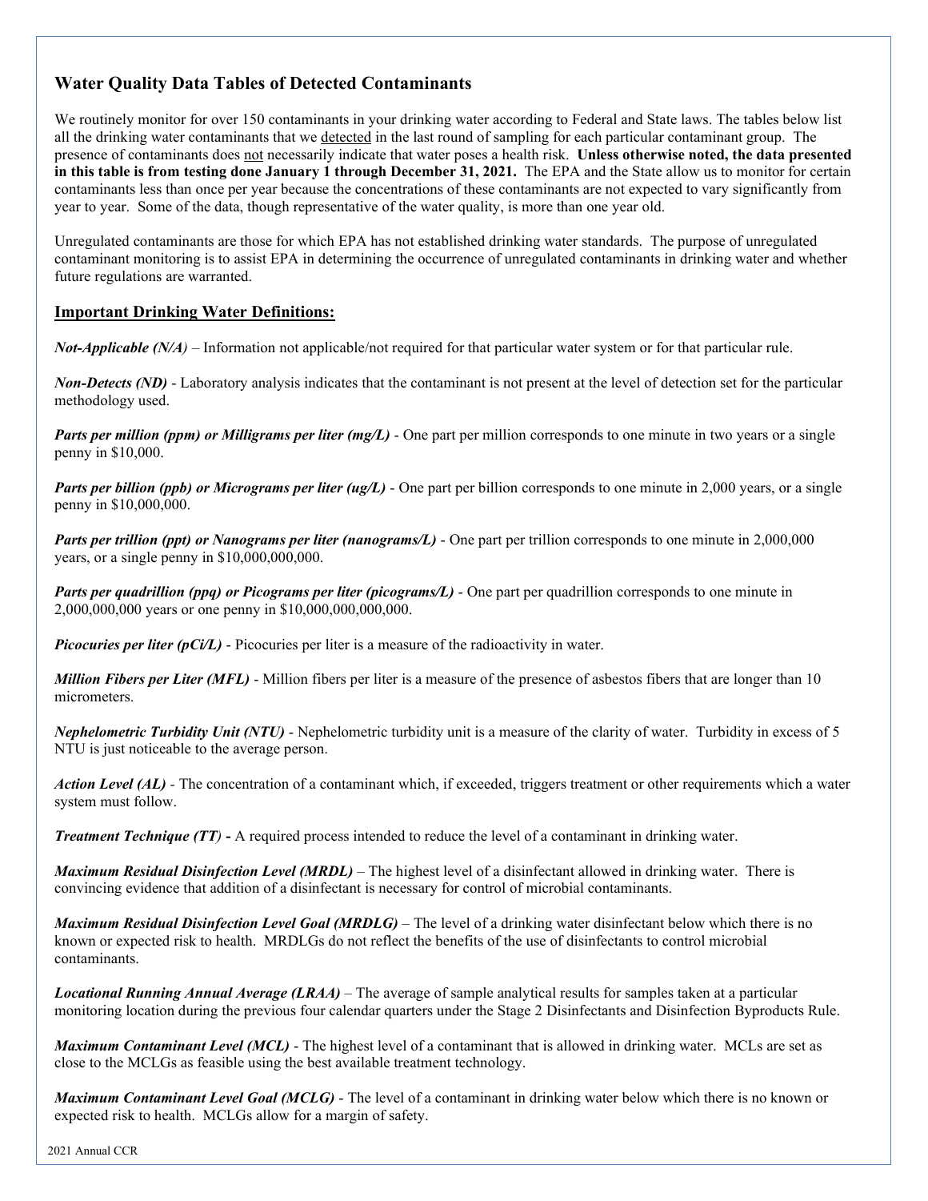## Water Quality Data Tables of Detected Contaminants

We routinely monitor for over 150 contaminants in your drinking water according to Federal and State laws. The tables below list all the drinking water contaminants that we detected in the last round of sampling for each particular contaminant group. The presence of contaminants does not necessarily indicate that water poses a health risk. **Unless otherwise noted, the data presented in this table is from testing done January 1 through December 31, 2021.** The EPA and the State allow us to monitor for certain contaminants less than once per year because the concentrations of these contaminants are not expected to vary significantly from year to year. Some of the data, though representative of the water quality, is more than one year old.

Unregulated contaminants are those for which EPA has not established drinking water standards. The purpose of unregulated contaminant monitoring is to assist EPA in determining the occurrence of unregulated contaminants in drinking water and whether future regulations are warranted.

### Important Drinking Water Definitions:

***Not-Applicable (N/A)*** – Information not applicable/not required for that particular water system or for that particular rule.

***Non-Detects (ND)*** - Laboratory analysis indicates that the contaminant is not present at the level of detection set for the particular methodology used.

***Parts per million (ppm) or Milligrams per liter (mg/L)*** - One part per million corresponds to one minute in two years or a single penny in $10,000.

***Parts per billion (ppb) or Micrograms per liter (ug/L)*** - One part per billion corresponds to one minute in 2,000 years, or a single penny in $10,000,000.

***Parts per trillion (ppt) or Nanograms per liter (nanograms/L)*** - One part per trillion corresponds to one minute in 2,000,000 years, or a single penny in $10,000,000,000.

***Parts per quadrillion (ppq) or Picograms per liter (picograms/L)*** - One part per quadrillion corresponds to one minute in 2,000,000,000 years or one penny in $10,000,000,000,000.

***Picocuries per liter (pCi/L)*** - Picocuries per liter is a measure of the radioactivity in water.

***Million Fibers per Liter (MFL)*** - Million fibers per liter is a measure of the presence of asbestos fibers that are longer than 10 micrometers.

***Nephelometric Turbidity Unit (NTU)*** - Nephelometric turbidity unit is a measure of the clarity of water. Turbidity in excess of 5 NTU is just noticeable to the average person.

***Action Level (AL)*** - The concentration of a contaminant which, if exceeded, triggers treatment or other requirements which a water system must follow.

***Treatment Technique (TT)*** **-** A required process intended to reduce the level of a contaminant in drinking water.

***Maximum Residual Disinfection Level (MRDL)*** – The highest level of a disinfectant allowed in drinking water. There is convincing evidence that addition of a disinfectant is necessary for control of microbial contaminants.

***Maximum Residual Disinfection Level Goal (MRDLG)*** – The level of a drinking water disinfectant below which there is no known or expected risk to health. MRDLGs do not reflect the benefits of the use of disinfectants to control microbial contaminants.

***Locational Running Annual Average (LRAA)*** – The average of sample analytical results for samples taken at a particular monitoring location during the previous four calendar quarters under the Stage 2 Disinfectants and Disinfection Byproducts Rule.

***Maximum Contaminant Level (MCL)*** - The highest level of a contaminant that is allowed in drinking water. MCLs are set as close to the MCLGs as feasible using the best available treatment technology.

***Maximum Contaminant Level Goal (MCLG)*** - The level of a contaminant in drinking water below which there is no known or expected risk to health. MCLGs allow for a margin of safety.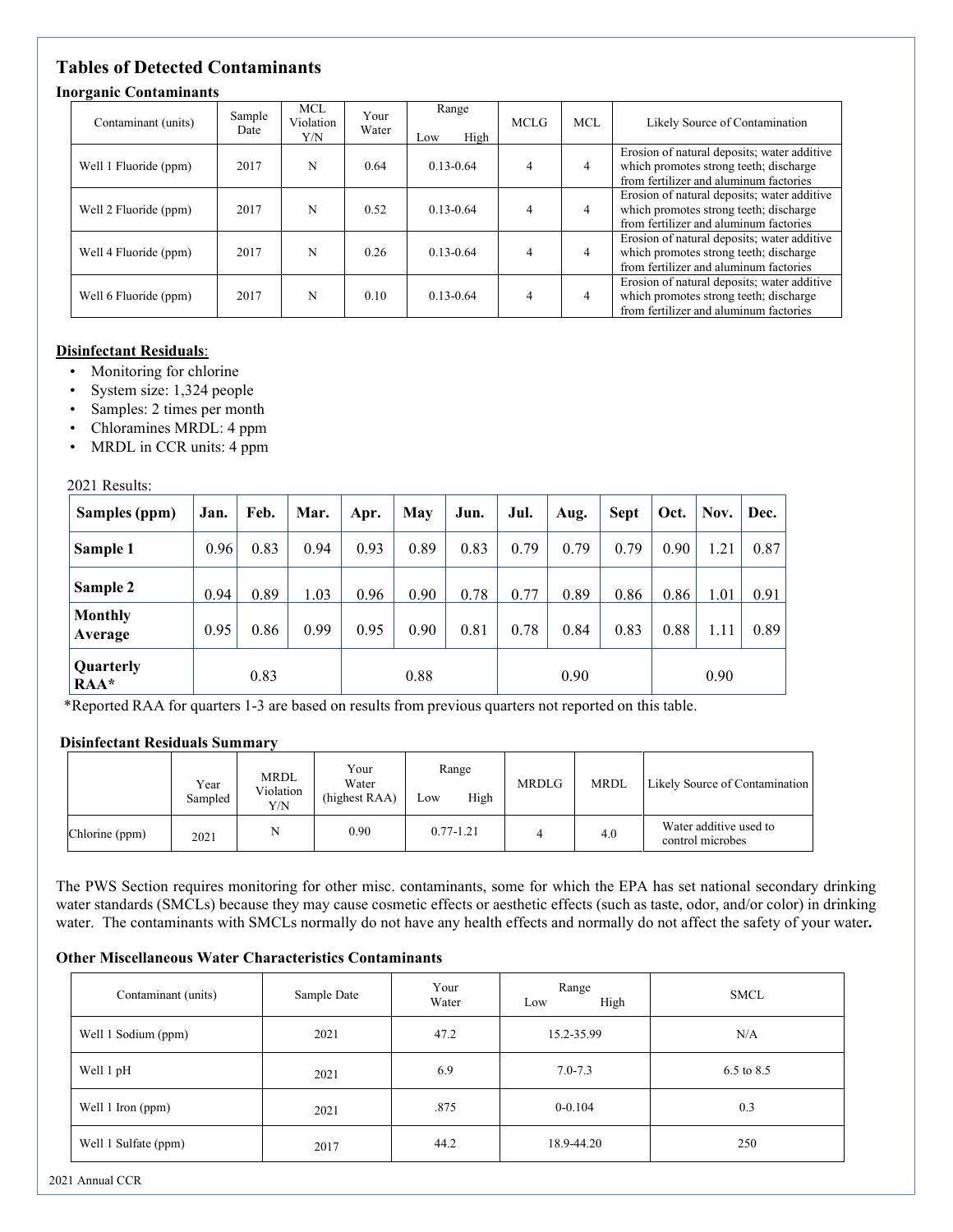## Tables of Detected Contaminants

### Inorganic Contaminants

| Contaminant (units) | Sample Date | MCL Violation Y/N | Your Water | Range Low High | MCLG | MCL | Likely Source of Contamination |
|---|---|---|---|---|---|---|---|
| Well 1 Fluoride (ppm) | 2017 | N | 0.64 | 0.13-0.64 | 4 | 4 | Erosion of natural deposits; water additive which promotes strong teeth; discharge from fertilizer and aluminum factories |
| Well 2 Fluoride (ppm) | 2017 | N | 0.52 | 0.13-0.64 | 4 | 4 | Erosion of natural deposits; water additive which promotes strong teeth; discharge from fertilizer and aluminum factories |
| Well 4 Fluoride (ppm) | 2017 | N | 0.26 | 0.13-0.64 | 4 | 4 | Erosion of natural deposits; water additive which promotes strong teeth; discharge from fertilizer and aluminum factories |
| Well 6 Fluoride (ppm) | 2017 | N | 0.10 | 0.13-0.64 | 4 | 4 | Erosion of natural deposits; water additive which promotes strong teeth; discharge from fertilizer and aluminum factories |

**Disinfectant Residuals**:

- Monitoring for chlorine
- System size: 1,324 people
- Samples: 2 times per month
- Chloramines MRDL: 4 ppm
- MRDL in CCR units: 4 ppm

2021 Results:

| Samples (ppm) | Jan. | Feb. | Mar. | Apr. | May | Jun. | Jul. | Aug. | Sept | Oct. | Nov. | Dec. |
|---|---|---|---|---|---|---|---|---|---|---|---|---|
| **Sample 1** | 0.96 | 0.83 | 0.94 | 0.93 | 0.89 | 0.83 | 0.79 | 0.79 | 0.79 | 0.90 | 1.21 | 0.87 |
| **Sample 2** | 0.94 | 0.89 | 1.03 | 0.96 | 0.90 | 0.78 | 0.77 | 0.89 | 0.86 | 0.86 | 1.01 | 0.91 |
| **Monthly Average** | 0.95 | 0.86 | 0.99 | 0.95 | 0.90 | 0.81 | 0.78 | 0.84 | 0.83 | 0.88 | 1.11 | 0.89 |
| **Quarterly RAA*** | 0.83 | | | 0.88 | | | 0.90 | | | 0.90 | | |

*Reported RAA for quarters 1-3 are based on results from previous quarters not reported on this table.

### Disinfectant Residuals Summary

| | Year Sampled | MRDL Violation Y/N | Your Water (highest RAA) | Range Low High | MRDLG | MRDL | Likely Source of Contamination |
|---|---|---|---|---|---|---|---|
| Chlorine (ppm) | 2021 | N | 0.90 | 0.77-1.21 | 4 | 4.0 | Water additive used to control microbes |

The PWS Section requires monitoring for other misc. contaminants, some for which the EPA has set national secondary drinking water standards (SMCLs) because they may cause cosmetic effects or aesthetic effects (such as taste, odor, and/or color) in drinking water. The contaminants with SMCLs normally do not have any health effects and normally do not affect the safety of your water**.**

### Other Miscellaneous Water Characteristics Contaminants

| Contaminant (units) | Sample Date | Your Water | Range Low High | SMCL |
|---|---|---|---|---|
| Well 1 Sodium (ppm) | 2021 | 47.2 | 15.2-35.99 | N/A |
| Well 1 pH | 2021 | 6.9 | 7.0-7.3 | 6.5 to 8.5 |
| Well 1 Iron (ppm) | 2021 | .875 | 0-0.104 | 0.3 |
| Well 1 Sulfate (ppm) | 2017 | 44.2 | 18.9-44.20 | 250 |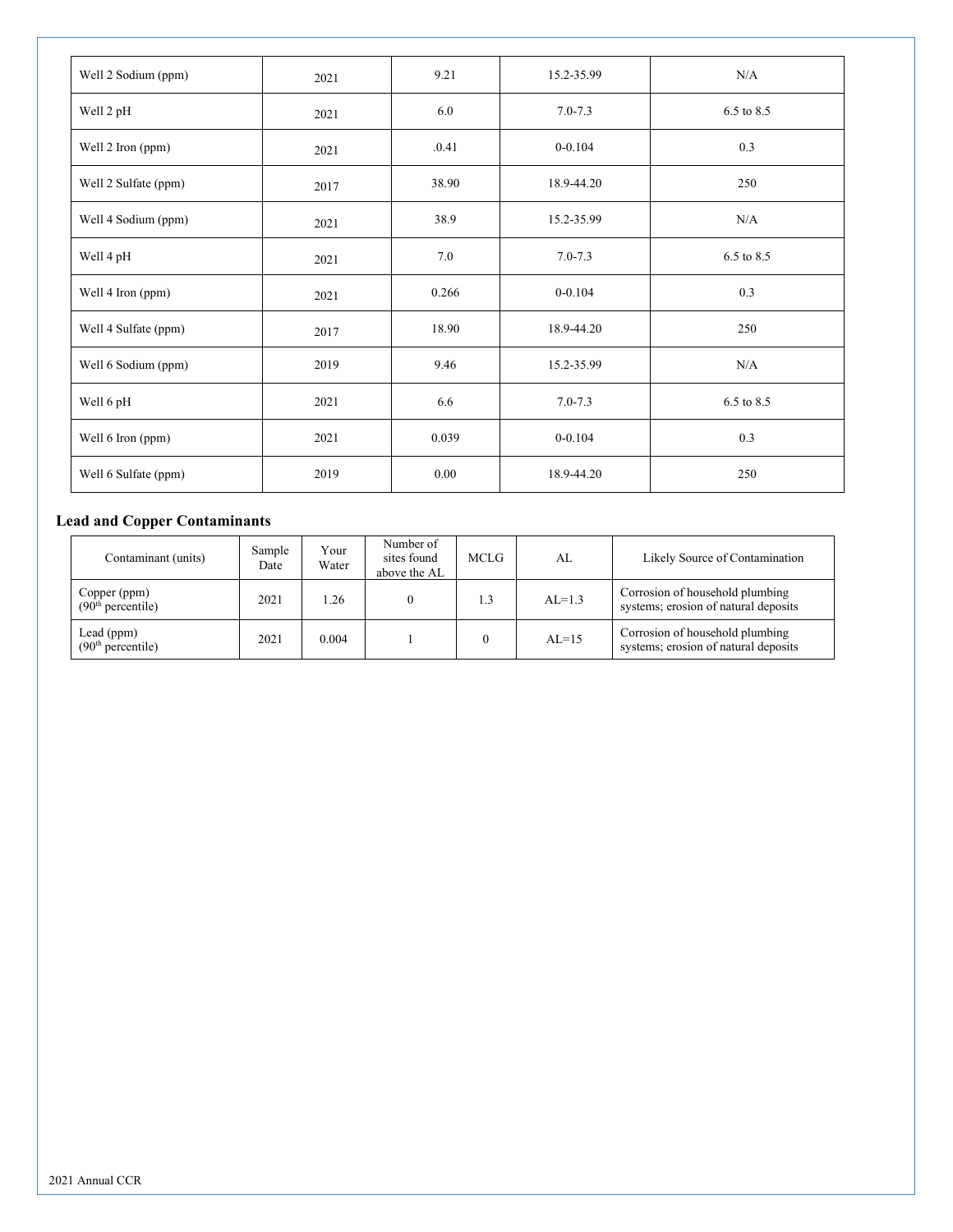| | | | | |
|---|---|---|---|---|
| Well 2 Sodium (ppm) | 2021 | 9.21 | 15.2-35.99 | N/A |
| Well 2 pH | 2021 | 6.0 | 7.0-7.3 | 6.5 to 8.5 |
| Well 2 Iron (ppm) | 2021 | .0.41 | 0-0.104 | 0.3 |
| Well 2 Sulfate (ppm) | 2017 | 38.90 | 18.9-44.20 | 250 |
| Well 4 Sodium (ppm) | 2021 | 38.9 | 15.2-35.99 | N/A |
| Well 4 pH | 2021 | 7.0 | 7.0-7.3 | 6.5 to 8.5 |
| Well 4 Iron (ppm) | 2021 | 0.266 | 0-0.104 | 0.3 |
| Well 4 Sulfate (ppm) | 2017 | 18.90 | 18.9-44.20 | 250 |
| Well 6 Sodium (ppm) | 2019 | 9.46 | 15.2-35.99 | N/A |
| Well 6 pH | 2021 | 6.6 | 7.0-7.3 | 6.5 to 8.5 |
| Well 6 Iron (ppm) | 2021 | 0.039 | 0-0.104 | 0.3 |
| Well 6 Sulfate (ppm) | 2019 | 0.00 | 18.9-44.20 | 250 |

## Lead and Copper Contaminants

| Contaminant (units) | Sample Date | Your Water | Number of sites found above the AL | MCLG | AL | Likely Source of Contamination |
|---|---|---|---|---|---|---|
| Copper (ppm) (90th percentile) | 2021 | 1.26 | 0 | 1.3 | AL=1.3 | Corrosion of household plumbing systems; erosion of natural deposits |
| Lead (ppm) (90th percentile) | 2021 | 0.004 | 1 | 0 | AL=15 | Corrosion of household plumbing systems; erosion of natural deposits |